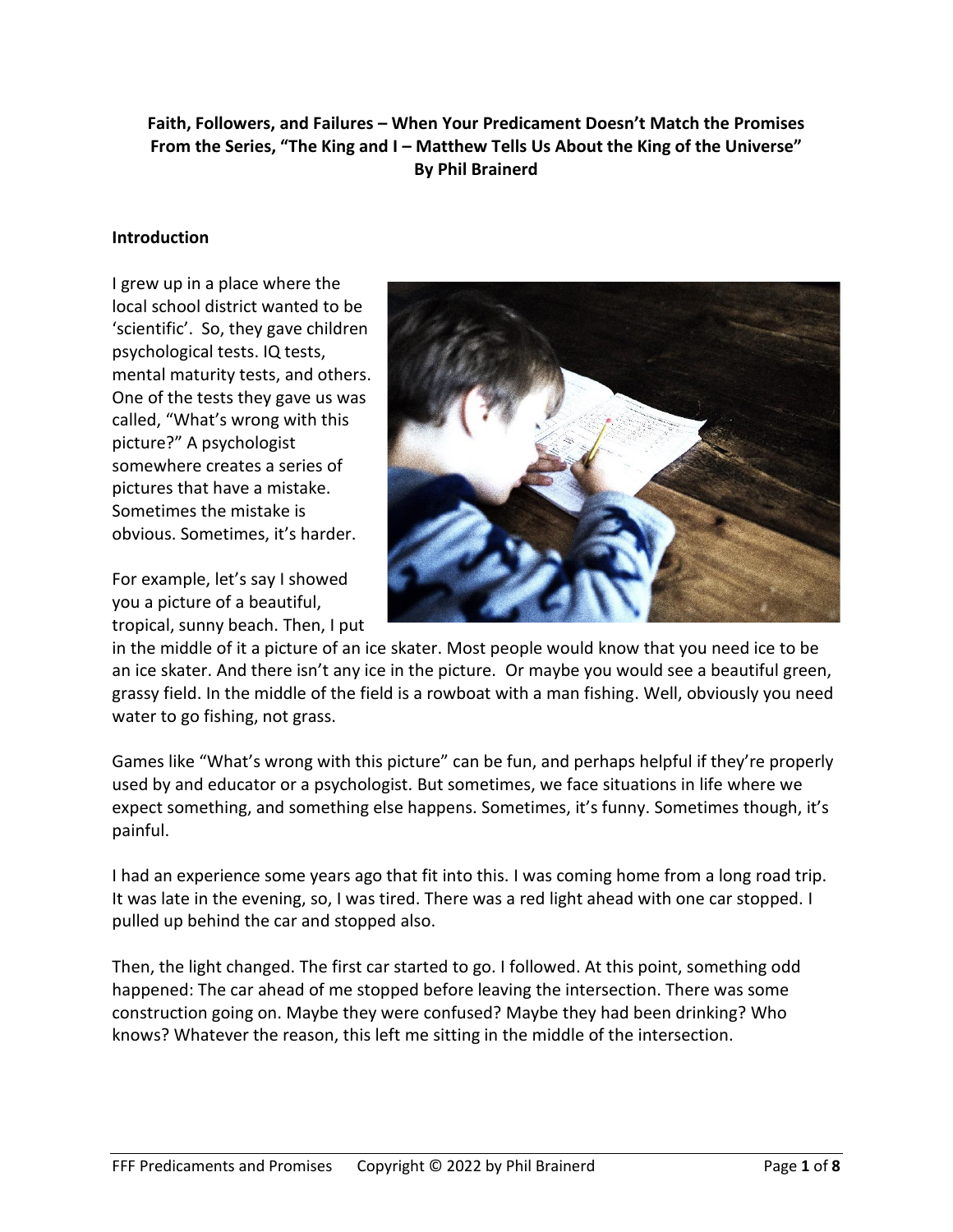**Faith, Followers, and Failures – When Your Predicament Doesn't Match the Promises**
**From the Series, "The King and I – Matthew Tells Us About the King of the Universe"**
**By Phil Brainerd**

## Introduction

I grew up in a place where the local school district wanted to be 'scientific'. So, they gave children psychological tests. IQ tests, mental maturity tests, and others. One of the tests they gave us was called, "What's wrong with this picture?" A psychologist somewhere creates a series of pictures that have a mistake. Sometimes the mistake is obvious. Sometimes, it's harder.

For example, let's say I showed you a picture of a beautiful, tropical, sunny beach. Then, I put in the middle of it a picture of an ice skater. Most people would know that you need ice to be an ice skater. And there isn't any ice in the picture. Or maybe you would see a beautiful green, grassy field. In the middle of the field is a rowboat with a man fishing. Well, obviously you need water to go fishing, not grass.

Games like "What's wrong with this picture" can be fun, and perhaps helpful if they're properly used by and educator or a psychologist. But sometimes, we face situations in life where we expect something, and something else happens. Sometimes, it's funny. Sometimes though, it's painful.

I had an experience some years ago that fit into this. I was coming home from a long road trip. It was late in the evening, so, I was tired. There was a red light ahead with one car stopped. I pulled up behind the car and stopped also.

Then, the light changed. The first car started to go. I followed. At this point, something odd happened: The car ahead of me stopped before leaving the intersection. There was some construction going on. Maybe they were confused? Maybe they had been drinking? Who knows? Whatever the reason, this left me sitting in the middle of the intersection.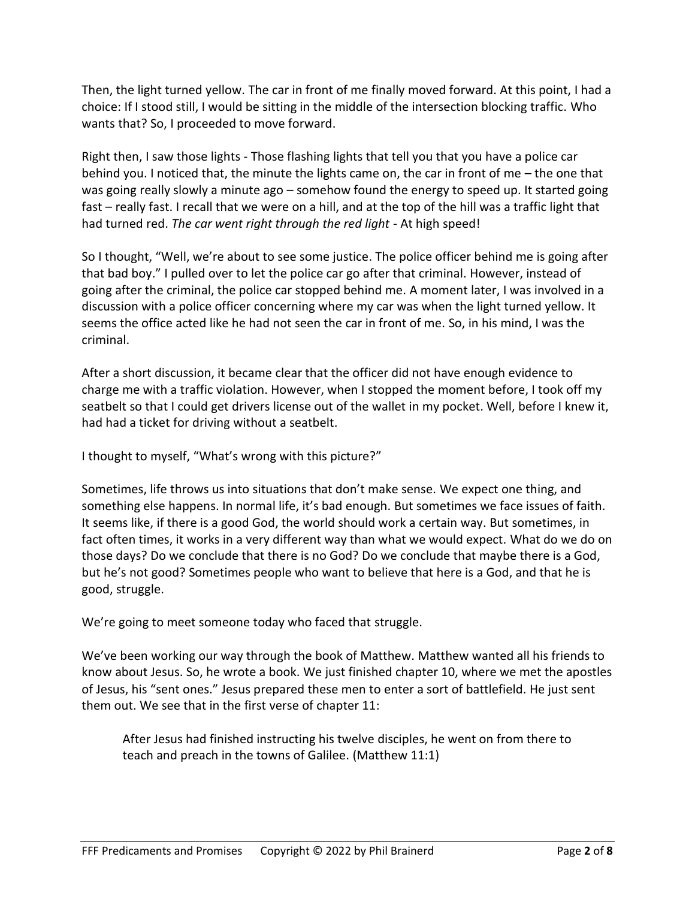Then, the light turned yellow. The car in front of me finally moved forward. At this point, I had a choice: If I stood still, I would be sitting in the middle of the intersection blocking traffic. Who wants that? So, I proceeded to move forward.

Right then, I saw those lights - Those flashing lights that tell you that you have a police car behind you. I noticed that, the minute the lights came on, the car in front of me – the one that was going really slowly a minute ago – somehow found the energy to speed up. It started going fast – really fast. I recall that we were on a hill, and at the top of the hill was a traffic light that had turned red. *The car went right through the red light* - At high speed!

So I thought, "Well, we're about to see some justice. The police officer behind me is going after that bad boy." I pulled over to let the police car go after that criminal. However, instead of going after the criminal, the police car stopped behind me. A moment later, I was involved in a discussion with a police officer concerning where my car was when the light turned yellow. It seems the office acted like he had not seen the car in front of me. So, in his mind, I was the criminal.

After a short discussion, it became clear that the officer did not have enough evidence to charge me with a traffic violation. However, when I stopped the moment before, I took off my seatbelt so that I could get drivers license out of the wallet in my pocket. Well, before I knew it, had had a ticket for driving without a seatbelt.

I thought to myself, "What's wrong with this picture?"

Sometimes, life throws us into situations that don't make sense. We expect one thing, and something else happens. In normal life, it's bad enough. But sometimes we face issues of faith. It seems like, if there is a good God, the world should work a certain way. But sometimes, in fact often times, it works in a very different way than what we would expect. What do we do on those days? Do we conclude that there is no God? Do we conclude that maybe there is a God, but he's not good? Sometimes people who want to believe that here is a God, and that he is good, struggle.

We're going to meet someone today who faced that struggle.

We've been working our way through the book of Matthew. Matthew wanted all his friends to know about Jesus. So, he wrote a book. We just finished chapter 10, where we met the apostles of Jesus, his "sent ones." Jesus prepared these men to enter a sort of battlefield. He just sent them out. We see that in the first verse of chapter 11:

> After Jesus had finished instructing his twelve disciples, he went on from there to teach and preach in the towns of Galilee. (Matthew 11:1)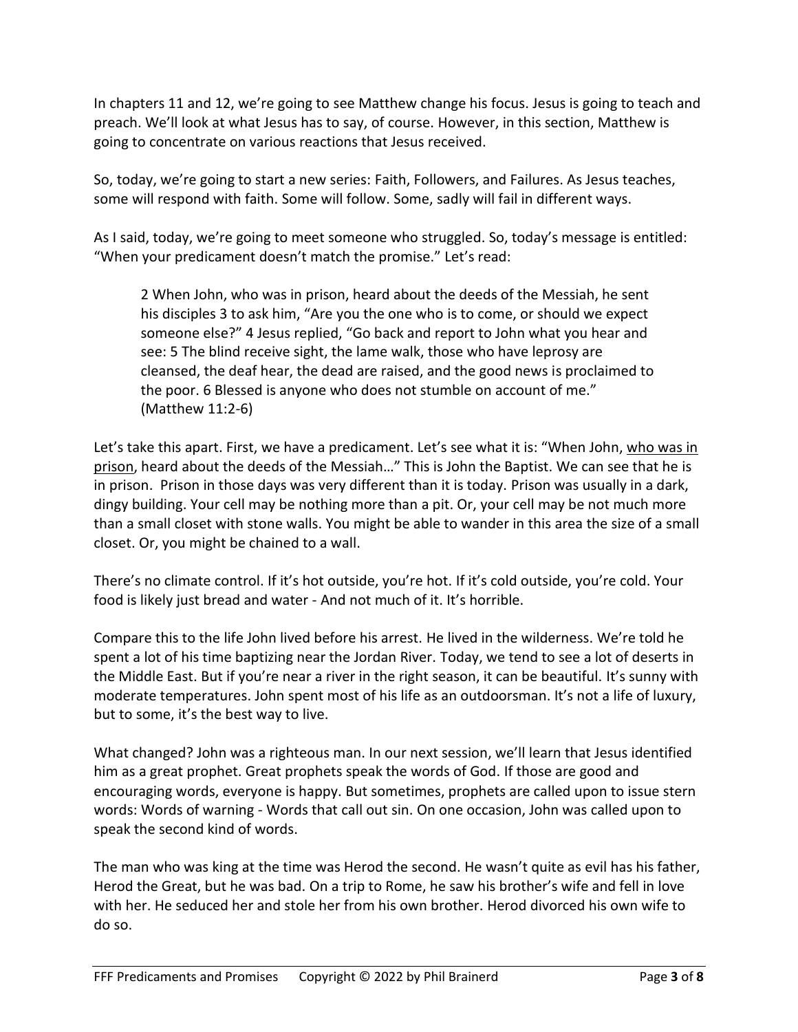In chapters 11 and 12, we're going to see Matthew change his focus. Jesus is going to teach and preach. We'll look at what Jesus has to say, of course. However, in this section, Matthew is going to concentrate on various reactions that Jesus received.

So, today, we're going to start a new series: Faith, Followers, and Failures. As Jesus teaches, some will respond with faith. Some will follow. Some, sadly will fail in different ways.

As I said, today, we're going to meet someone who struggled. So, today's message is entitled: "When your predicament doesn't match the promise." Let's read:

> 2 When John, who was in prison, heard about the deeds of the Messiah, he sent his disciples 3 to ask him, "Are you the one who is to come, or should we expect someone else?" 4 Jesus replied, "Go back and report to John what you hear and see: 5 The blind receive sight, the lame walk, those who have leprosy are cleansed, the deaf hear, the dead are raised, and the good news is proclaimed to the poor. 6 Blessed is anyone who does not stumble on account of me." (Matthew 11:2-6)

Let's take this apart. First, we have a predicament. Let's see what it is: "When John, <u>who was in prison</u>, heard about the deeds of the Messiah…" This is John the Baptist. We can see that he is in prison. Prison in those days was very different than it is today. Prison was usually in a dark, dingy building. Your cell may be nothing more than a pit. Or, your cell may be not much more than a small closet with stone walls. You might be able to wander in this area the size of a small closet. Or, you might be chained to a wall.

There's no climate control. If it's hot outside, you're hot. If it's cold outside, you're cold. Your food is likely just bread and water - And not much of it. It's horrible.

Compare this to the life John lived before his arrest. He lived in the wilderness. We're told he spent a lot of his time baptizing near the Jordan River. Today, we tend to see a lot of deserts in the Middle East. But if you're near a river in the right season, it can be beautiful. It's sunny with moderate temperatures. John spent most of his life as an outdoorsman. It's not a life of luxury, but to some, it's the best way to live.

What changed? John was a righteous man. In our next session, we'll learn that Jesus identified him as a great prophet. Great prophets speak the words of God. If those are good and encouraging words, everyone is happy. But sometimes, prophets are called upon to issue stern words: Words of warning - Words that call out sin. On one occasion, John was called upon to speak the second kind of words.

The man who was king at the time was Herod the second. He wasn't quite as evil has his father, Herod the Great, but he was bad. On a trip to Rome, he saw his brother's wife and fell in love with her. He seduced her and stole her from his own brother. Herod divorced his own wife to do so.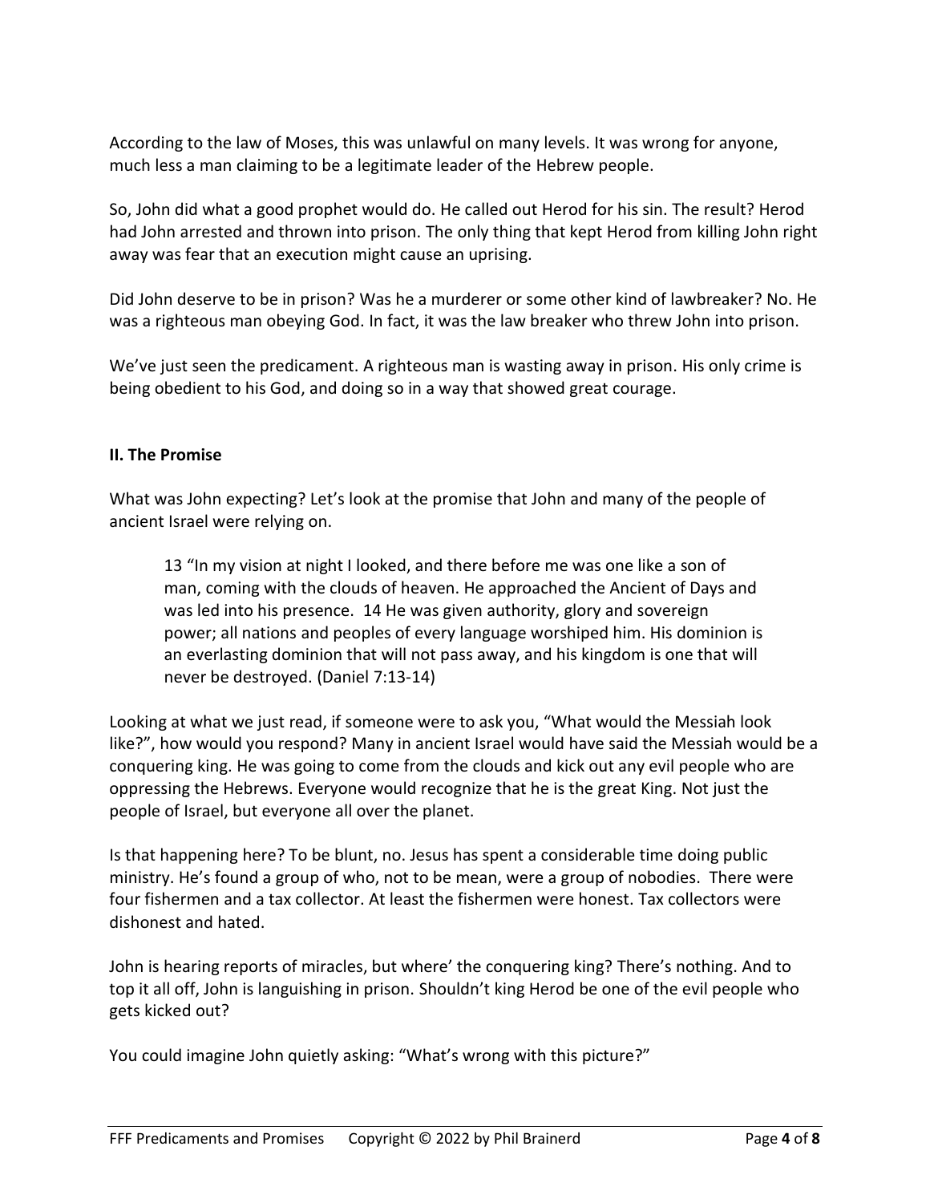According to the law of Moses, this was unlawful on many levels. It was wrong for anyone, much less a man claiming to be a legitimate leader of the Hebrew people.

So, John did what a good prophet would do. He called out Herod for his sin. The result? Herod had John arrested and thrown into prison. The only thing that kept Herod from killing John right away was fear that an execution might cause an uprising.

Did John deserve to be in prison? Was he a murderer or some other kind of lawbreaker? No. He was a righteous man obeying God. In fact, it was the law breaker who threw John into prison.

We've just seen the predicament. A righteous man is wasting away in prison. His only crime is being obedient to his God, and doing so in a way that showed great courage.

**II. The Promise**

What was John expecting? Let's look at the promise that John and many of the people of ancient Israel were relying on.

> 13 "In my vision at night I looked, and there before me was one like a son of man, coming with the clouds of heaven. He approached the Ancient of Days and was led into his presence. 14 He was given authority, glory and sovereign power; all nations and peoples of every language worshiped him. His dominion is an everlasting dominion that will not pass away, and his kingdom is one that will never be destroyed. (Daniel 7:13-14)

Looking at what we just read, if someone were to ask you, "What would the Messiah look like?", how would you respond? Many in ancient Israel would have said the Messiah would be a conquering king. He was going to come from the clouds and kick out any evil people who are oppressing the Hebrews. Everyone would recognize that he is the great King. Not just the people of Israel, but everyone all over the planet.

Is that happening here? To be blunt, no. Jesus has spent a considerable time doing public ministry. He's found a group of who, not to be mean, were a group of nobodies. There were four fishermen and a tax collector. At least the fishermen were honest. Tax collectors were dishonest and hated.

John is hearing reports of miracles, but where' the conquering king? There's nothing. And to top it all off, John is languishing in prison. Shouldn't king Herod be one of the evil people who gets kicked out?

You could imagine John quietly asking: "What's wrong with this picture?"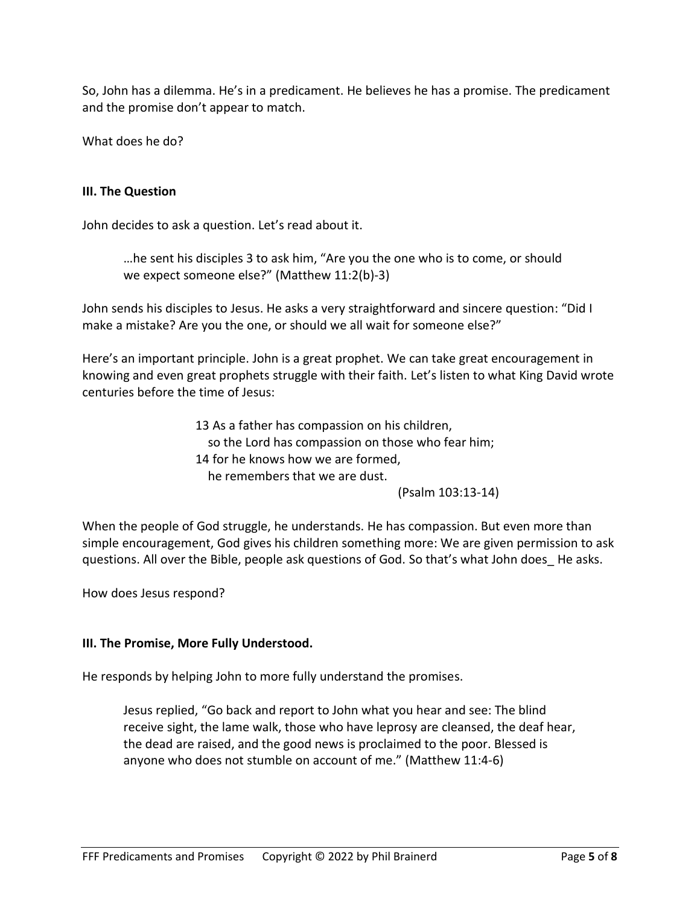So, John has a dilemma. He's in a predicament. He believes he has a promise. The predicament and the promise don't appear to match.

What does he do?

**III. The Question**

John decides to ask a question. Let's read about it.

> …he sent his disciples 3 to ask him, "Are you the one who is to come, or should we expect someone else?" (Matthew 11:2(b)-3)

John sends his disciples to Jesus. He asks a very straightforward and sincere question: "Did I make a mistake? Are you the one, or should we all wait for someone else?"

Here's an important principle. John is a great prophet. We can take great encouragement in knowing and even great prophets struggle with their faith. Let's listen to what King David wrote centuries before the time of Jesus:

> 13 As a father has compassion on his children,
> so the Lord has compassion on those who fear him;
> 14 for he knows how we are formed,
> he remembers that we are dust.
> (Psalm 103:13-14)

When the people of God struggle, he understands. He has compassion. But even more than simple encouragement, God gives his children something more: We are given permission to ask questions. All over the Bible, people ask questions of God. So that's what John does_ He asks.

How does Jesus respond?

**III. The Promise, More Fully Understood.**

He responds by helping John to more fully understand the promises.

> Jesus replied, "Go back and report to John what you hear and see: The blind receive sight, the lame walk, those who have leprosy are cleansed, the deaf hear, the dead are raised, and the good news is proclaimed to the poor. Blessed is anyone who does not stumble on account of me." (Matthew 11:4-6)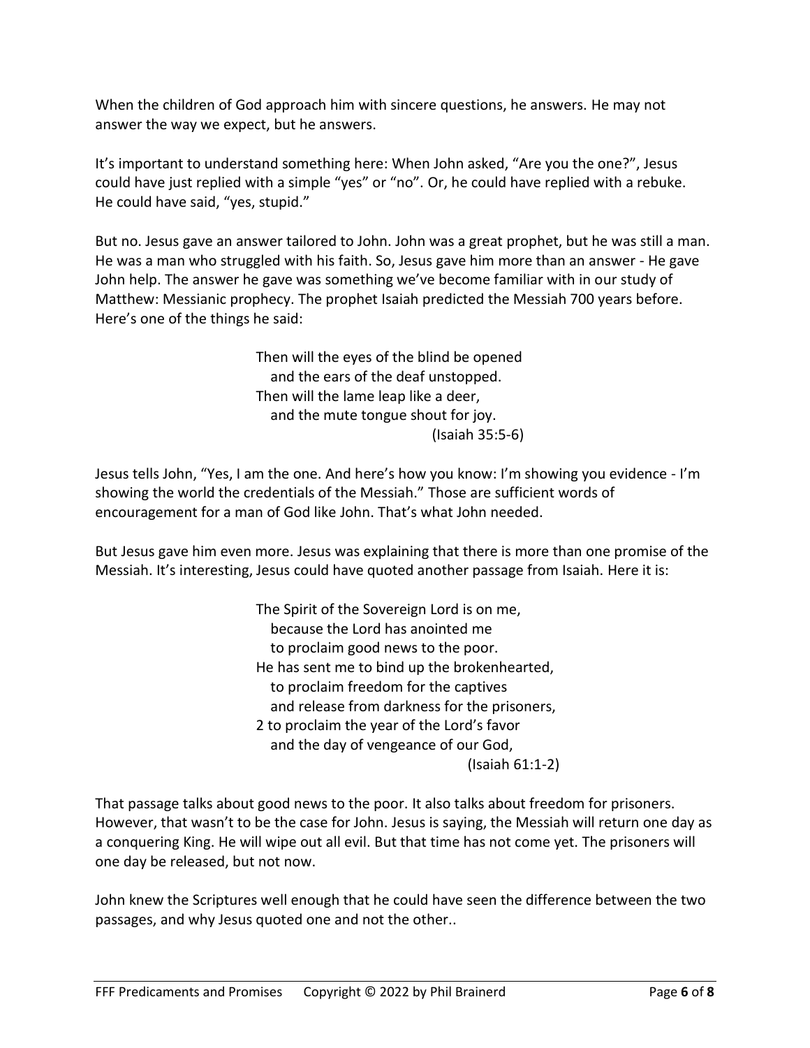When the children of God approach him with sincere questions, he answers. He may not answer the way we expect, but he answers.

It's important to understand something here: When John asked, "Are you the one?", Jesus could have just replied with a simple "yes" or "no". Or, he could have replied with a rebuke. He could have said, "yes, stupid."

But no. Jesus gave an answer tailored to John. John was a great prophet, but he was still a man. He was a man who struggled with his faith. So, Jesus gave him more than an answer - He gave John help. The answer he gave was something we've become familiar with in our study of Matthew: Messianic prophecy. The prophet Isaiah predicted the Messiah 700 years before. Here's one of the things he said:

> Then will the eyes of the blind be opened
> and the ears of the deaf unstopped.
> Then will the lame leap like a deer,
> and the mute tongue shout for joy.
> (Isaiah 35:5-6)

Jesus tells John, "Yes, I am the one. And here's how you know: I'm showing you evidence - I'm showing the world the credentials of the Messiah." Those are sufficient words of encouragement for a man of God like John. That's what John needed.

But Jesus gave him even more. Jesus was explaining that there is more than one promise of the Messiah. It's interesting, Jesus could have quoted another passage from Isaiah. Here it is:

> The Spirit of the Sovereign Lord is on me,
> because the Lord has anointed me
> to proclaim good news to the poor.
> He has sent me to bind up the brokenhearted,
> to proclaim freedom for the captives
> and release from darkness for the prisoners,
> 2 to proclaim the year of the Lord's favor
> and the day of vengeance of our God,
> (Isaiah 61:1-2)

That passage talks about good news to the poor. It also talks about freedom for prisoners. However, that wasn't to be the case for John. Jesus is saying, the Messiah will return one day as a conquering King. He will wipe out all evil. But that time has not come yet. The prisoners will one day be released, but not now.

John knew the Scriptures well enough that he could have seen the difference between the two passages, and why Jesus quoted one and not the other..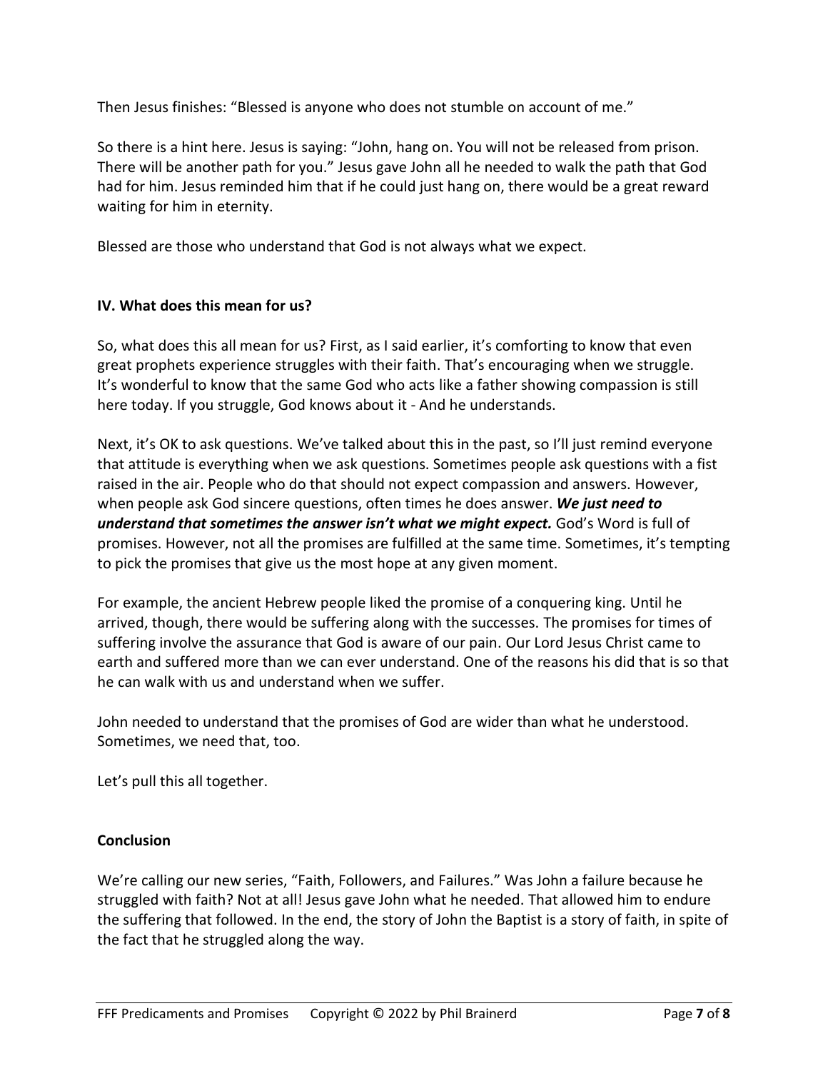Then Jesus finishes: "Blessed is anyone who does not stumble on account of me."

So there is a hint here. Jesus is saying: "John, hang on. You will not be released from prison. There will be another path for you." Jesus gave John all he needed to walk the path that God had for him. Jesus reminded him that if he could just hang on, there would be a great reward waiting for him in eternity.

Blessed are those who understand that God is not always what we expect.

## IV. What does this mean for us?

So, what does this all mean for us? First, as I said earlier, it's comforting to know that even great prophets experience struggles with their faith. That's encouraging when we struggle. It's wonderful to know that the same God who acts like a father showing compassion is still here today. If you struggle, God knows about it - And he understands.

Next, it's OK to ask questions. We've talked about this in the past, so I'll just remind everyone that attitude is everything when we ask questions. Sometimes people ask questions with a fist raised in the air. People who do that should not expect compassion and answers. However, when people ask God sincere questions, often times he does answer. ***We just need to understand that sometimes the answer isn't what we might expect.*** God's Word is full of promises. However, not all the promises are fulfilled at the same time. Sometimes, it's tempting to pick the promises that give us the most hope at any given moment.

For example, the ancient Hebrew people liked the promise of a conquering king. Until he arrived, though, there would be suffering along with the successes. The promises for times of suffering involve the assurance that God is aware of our pain. Our Lord Jesus Christ came to earth and suffered more than we can ever understand. One of the reasons his did that is so that he can walk with us and understand when we suffer.

John needed to understand that the promises of God are wider than what he understood. Sometimes, we need that, too.

Let's pull this all together.

## Conclusion

We're calling our new series, "Faith, Followers, and Failures." Was John a failure because he struggled with faith? Not at all! Jesus gave John what he needed. That allowed him to endure the suffering that followed. In the end, the story of John the Baptist is a story of faith, in spite of the fact that he struggled along the way.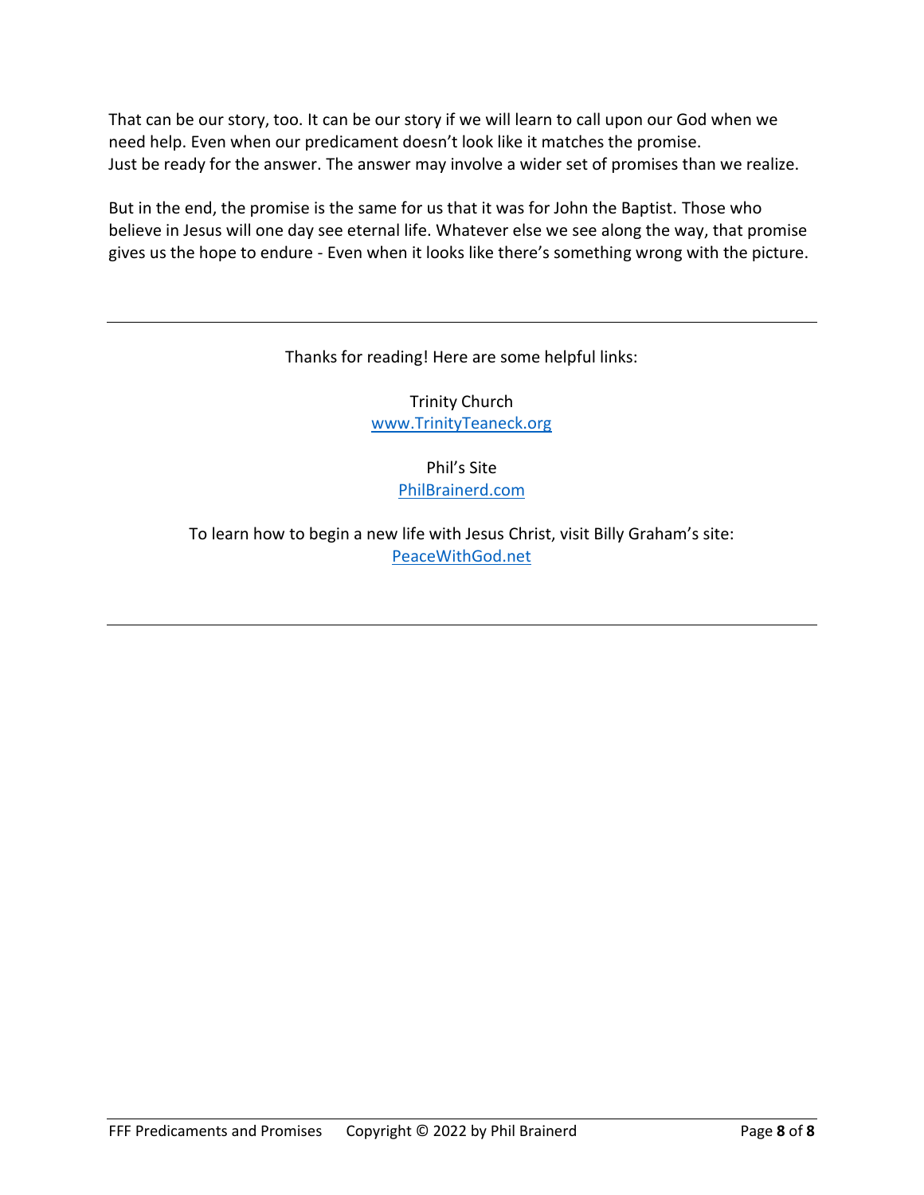That can be our story, too. It can be our story if we will learn to call upon our God when we need help. Even when our predicament doesn't look like it matches the promise. Just be ready for the answer. The answer may involve a wider set of promises than we realize.

But in the end, the promise is the same for us that it was for John the Baptist. Those who believe in Jesus will one day see eternal life. Whatever else we see along the way, that promise gives us the hope to endure - Even when it looks like there's something wrong with the picture.

---

Thanks for reading! Here are some helpful links:

Trinity Church
[www.TrinityTeaneck.org](http://www.TrinityTeaneck.org)

Phil's Site
[PhilBrainerd.com](http://PhilBrainerd.com)

To learn how to begin a new life with Jesus Christ, visit Billy Graham's site:
[PeaceWithGod.net](http://PeaceWithGod.net)

---